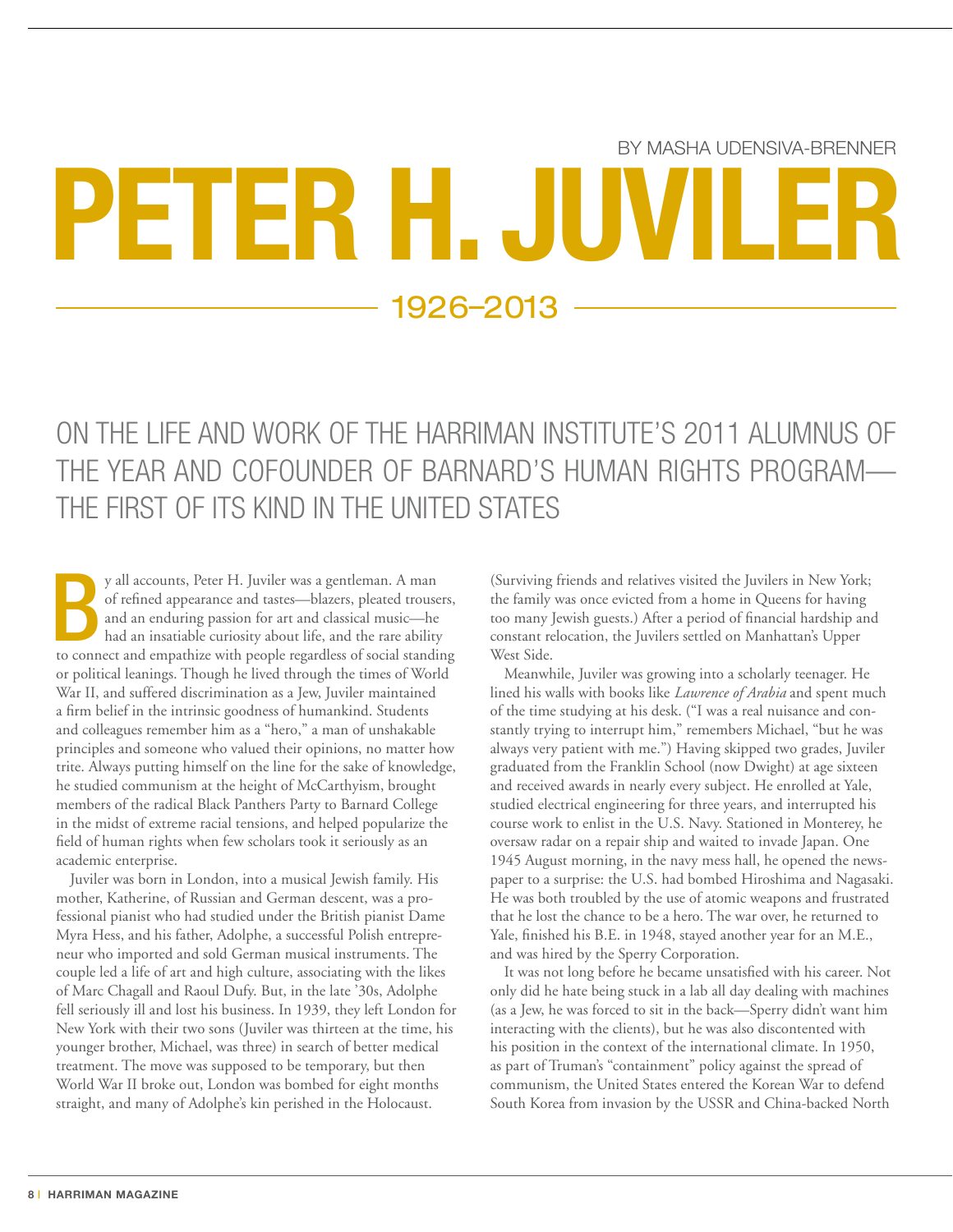BY MASHA UDENSIVA-BRENNER

# PETER H. JUVILER

## 1926–2013

### ON THE LIFE AND WORK OF THE HARRIMAN INSTITUTE'S 2011 ALUMNUS OF THE YEAR AND COFOUNDER OF BARNARD'S HUMAN RIGHTS PROGRAM—THE FIRST OF ITS KIND IN THE UNITED STATES

By all accounts, Peter H. Juviler was a gentleman. A man of refined appearance and tastes—blazers, pleated trousers, and an enduring passion for art and classical music—he had an insatiable curiosity about life, and the rare ability to connect and empathize with people regardless of social standing or political leanings. Though he lived through the times of World War II, and suffered discrimination as a Jew, Juviler maintained a firm belief in the intrinsic goodness of humankind. Students and colleagues remember him as a "hero," a man of unshakable principles and someone who valued their opinions, no matter how trite. Always putting himself on the line for the sake of knowledge, he studied communism at the height of McCarthyism, brought members of the radical Black Panthers Party to Barnard College in the midst of extreme racial tensions, and helped popularize the field of human rights when few scholars took it seriously as an academic enterprise.

Juviler was born in London, into a musical Jewish family. His mother, Katherine, of Russian and German descent, was a professional pianist who had studied under the British pianist Dame Myra Hess, and his father, Adolphe, a successful Polish entrepreneur who imported and sold German musical instruments. The couple led a life of art and high culture, associating with the likes of Marc Chagall and Raoul Dufy. But, in the late '30s, Adolphe fell seriously ill and lost his business. In 1939, they left London for New York with their two sons (Juviler was thirteen at the time, his younger brother, Michael, was three) in search of better medical treatment. The move was supposed to be temporary, but then World War II broke out, London was bombed for eight months straight, and many of Adolphe's kin perished in the Holocaust. (Surviving friends and relatives visited the Juvilers in New York; the family was once evicted from a home in Queens for having too many Jewish guests.) After a period of financial hardship and constant relocation, the Juvilers settled on Manhattan's Upper West Side.

Meanwhile, Juviler was growing into a scholarly teenager. He lined his walls with books like *Lawrence of Arabia* and spent much of the time studying at his desk. ("I was a real nuisance and constantly trying to interrupt him," remembers Michael, "but he was always very patient with me.") Having skipped two grades, Juviler graduated from the Franklin School (now Dwight) at age sixteen and received awards in nearly every subject. He enrolled at Yale, studied electrical engineering for three years, and interrupted his course work to enlist in the U.S. Navy. Stationed in Monterey, he oversaw radar on a repair ship and waited to invade Japan. One 1945 August morning, in the navy mess hall, he opened the newspaper to a surprise: the U.S. had bombed Hiroshima and Nagasaki. He was both troubled by the use of atomic weapons and frustrated that he lost the chance to be a hero. The war over, he returned to Yale, finished his B.E. in 1948, stayed another year for an M.E., and was hired by the Sperry Corporation.

It was not long before he became unsatisfied with his career. Not only did he hate being stuck in a lab all day dealing with machines (as a Jew, he was forced to sit in the back—Sperry didn't want him interacting with the clients), but he was also discontented with his position in the context of the international climate. In 1950, as part of Truman's "containment" policy against the spread of communism, the United States entered the Korean War to defend South Korea from invasion by the USSR and China-backed North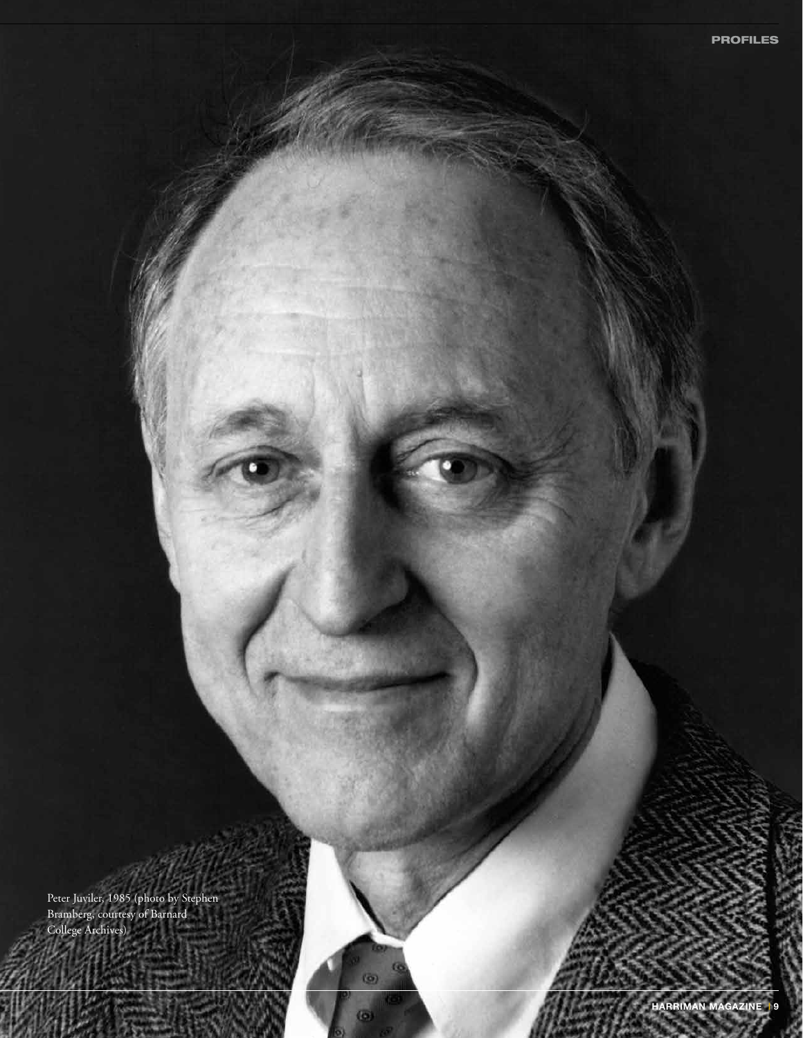Peter Juviler, 1985 (photo by Stephen Bramberg, courtesy of Barnard College Archives)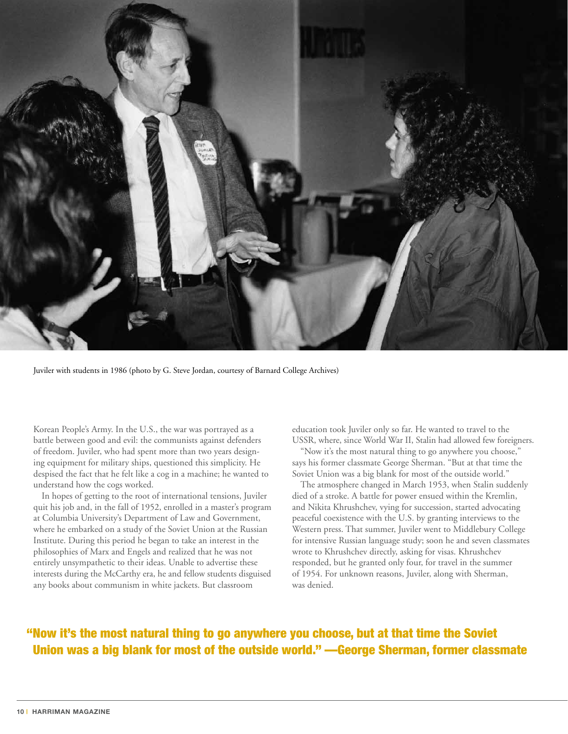Juviler with students in 1986 (photo by G. Steve Jordan, courtesy of Barnard College Archives)

Korean People's Army. In the U.S., the war was portrayed as a battle between good and evil: the communists against defenders of freedom. Juviler, who had spent more than two years designing equipment for military ships, questioned this simplicity. He despised the fact that he felt like a cog in a machine; he wanted to understand how the cogs worked.

In hopes of getting to the root of international tensions, Juviler quit his job and, in the fall of 1952, enrolled in a master's program at Columbia University's Department of Law and Government, where he embarked on a study of the Soviet Union at the Russian Institute. During this period he began to take an interest in the philosophies of Marx and Engels and realized that he was not entirely unsympathetic to their ideas. Unable to advertise these interests during the McCarthy era, he and fellow students disguised any books about communism in white jackets. But classroom education took Juviler only so far. He wanted to travel to the USSR, where, since World War II, Stalin had allowed few foreigners.

"Now it's the most natural thing to go anywhere you choose," says his former classmate George Sherman. "But at that time the Soviet Union was a big blank for most of the outside world."

The atmosphere changed in March 1953, when Stalin suddenly died of a stroke. A battle for power ensued within the Kremlin, and Nikita Khrushchev, vying for succession, started advocating peaceful coexistence with the U.S. by granting interviews to the Western press. That summer, Juviler went to Middlebury College for intensive Russian language study; soon he and seven classmates wrote to Khrushchev directly, asking for visas. Khrushchev responded, but he granted only four, for travel in the summer of 1954. For unknown reasons, Juviler, along with Sherman, was denied.

**"Now it's the most natural thing to go anywhere you choose, but at that time the Soviet Union was a big blank for most of the outside world." —George Sherman, former classmate**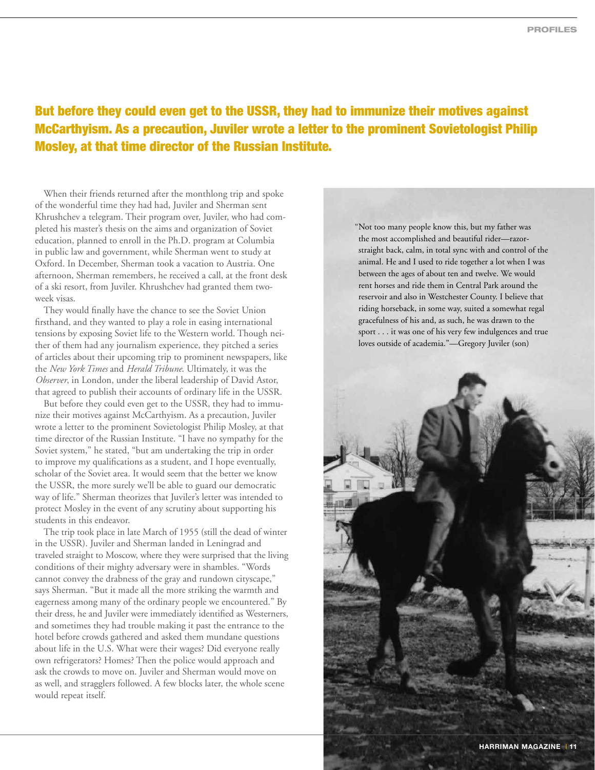**But before they could even get to the USSR, they had to immunize their motives against McCarthyism. As a precaution, Juviler wrote a letter to the prominent Sovietologist Philip Mosley, at that time director of the Russian Institute.**

When their friends returned after the monthlong trip and spoke of the wonderful time they had had, Juviler and Sherman sent Khrushchev a telegram. Their program over, Juviler, who had completed his master's thesis on the aims and organization of Soviet education, planned to enroll in the Ph.D. program at Columbia in public law and government, while Sherman went to study at Oxford. In December, Sherman took a vacation to Austria. One afternoon, Sherman remembers, he received a call, at the front desk of a ski resort, from Juviler. Khrushchev had granted them two-week visas.

They would finally have the chance to see the Soviet Union firsthand, and they wanted to play a role in easing international tensions by exposing Soviet life to the Western world. Though neither of them had any journalism experience, they pitched a series of articles about their upcoming trip to prominent newspapers, like the *New York Times* and *Herald Tribune*. Ultimately, it was the *Observer*, in London, under the liberal leadership of David Astor, that agreed to publish their accounts of ordinary life in the USSR.

But before they could even get to the USSR, they had to immunize their motives against McCarthyism. As a precaution, Juviler wrote a letter to the prominent Sovietologist Philip Mosley, at that time director of the Russian Institute. "I have no sympathy for the Soviet system," he stated, "but am undertaking the trip in order to improve my qualifications as a student, and I hope eventually, scholar of the Soviet area. It would seem that the better we know the USSR, the more surely we'll be able to guard our democratic way of life." Sherman theorizes that Juviler's letter was intended to protect Mosley in the event of any scrutiny about supporting his students in this endeavor.

The trip took place in late March of 1955 (still the dead of winter in the USSR). Juviler and Sherman landed in Leningrad and traveled straight to Moscow, where they were surprised that the living conditions of their mighty adversary were in shambles. "Words cannot convey the drabness of the gray and rundown cityscape," says Sherman. "But it made all the more striking the warmth and eagerness among many of the ordinary people we encountered." By their dress, he and Juviler were immediately identified as Westerners, and sometimes they had trouble making it past the entrance to the hotel before crowds gathered and asked them mundane questions about life in the U.S. What were their wages? Did everyone really own refrigerators? Homes? Then the police would approach and ask the crowds to move on. Juviler and Sherman would move on as well, and stragglers followed. A few blocks later, the whole scene would repeat itself.

"Not too many people know this, but my father was the most accomplished and beautiful rider—razor-straight back, calm, in total sync with and control of the animal. He and I used to ride together a lot when I was between the ages of about ten and twelve. We would rent horses and ride them in Central Park around the reservoir and also in Westchester County. I believe that riding horseback, in some way, suited a somewhat regal gracefulness of his and, as such, he was drawn to the sport . . . it was one of his very few indulgences and true loves outside of academia."—Gregory Juviler (son)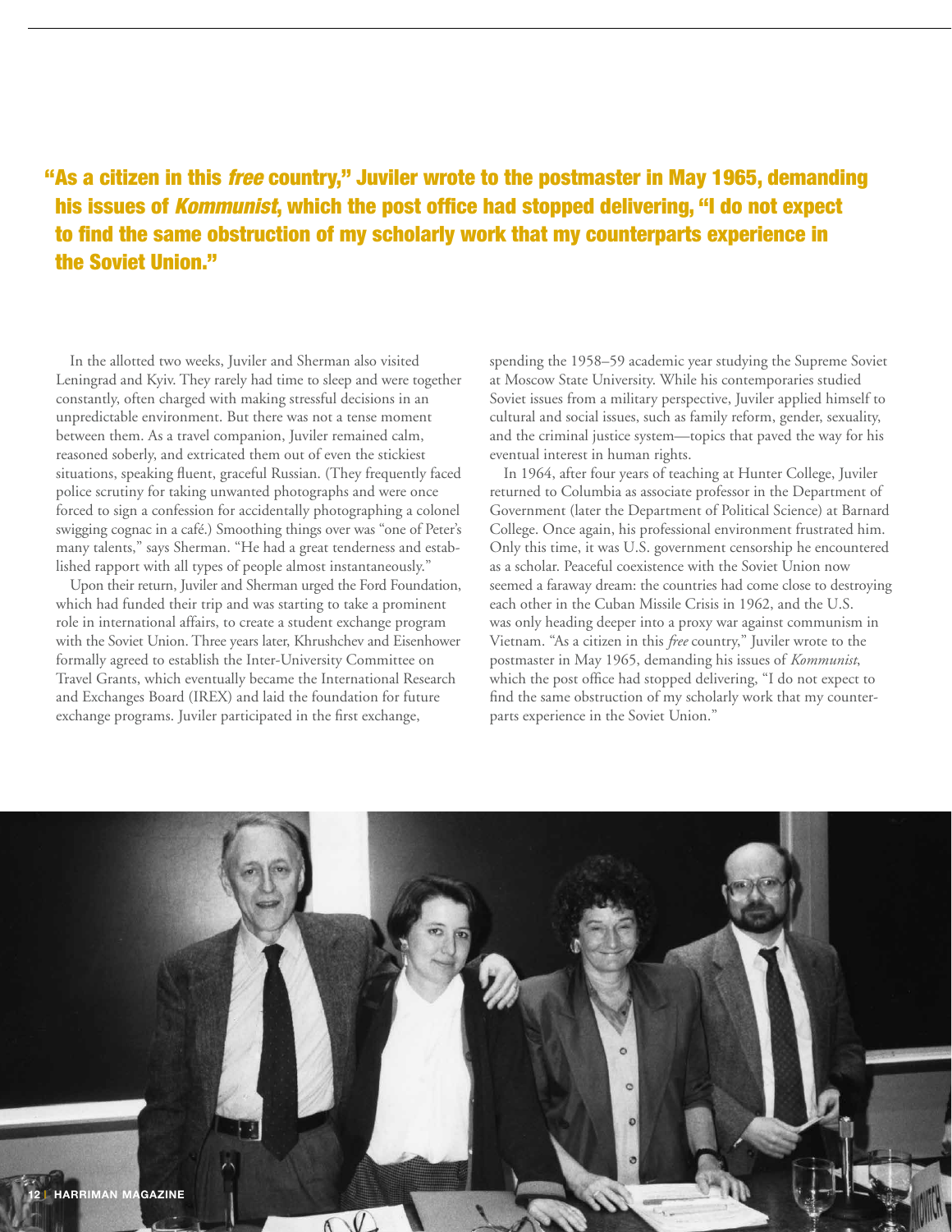**"As a citizen in this *free* country," Juviler wrote to the postmaster in May 1965, demanding his issues of *Kommunist*, which the post office had stopped delivering, "I do not expect to find the same obstruction of my scholarly work that my counterparts experience in the Soviet Union."**

In the allotted two weeks, Juviler and Sherman also visited Leningrad and Kyiv. They rarely had time to sleep and were together constantly, often charged with making stressful decisions in an unpredictable environment. But there was not a tense moment between them. As a travel companion, Juviler remained calm, reasoned soberly, and extricated them out of even the stickiest situations, speaking fluent, graceful Russian. (They frequently faced police scrutiny for taking unwanted photographs and were once forced to sign a confession for accidentally photographing a colonel swigging cognac in a café.) Smoothing things over was "one of Peter's many talents," says Sherman. "He had a great tenderness and established rapport with all types of people almost instantaneously."

Upon their return, Juviler and Sherman urged the Ford Foundation, which had funded their trip and was starting to take a prominent role in international affairs, to create a student exchange program with the Soviet Union. Three years later, Khrushchev and Eisenhower formally agreed to establish the Inter-University Committee on Travel Grants, which eventually became the International Research and Exchanges Board (IREX) and laid the foundation for future exchange programs. Juviler participated in the first exchange, spending the 1958–59 academic year studying the Supreme Soviet at Moscow State University. While his contemporaries studied Soviet issues from a military perspective, Juviler applied himself to cultural and social issues, such as family reform, gender, sexuality, and the criminal justice system—topics that paved the way for his eventual interest in human rights.

In 1964, after four years of teaching at Hunter College, Juviler returned to Columbia as associate professor in the Department of Government (later the Department of Political Science) at Barnard College. Once again, his professional environment frustrated him. Only this time, it was U.S. government censorship he encountered as a scholar. Peaceful coexistence with the Soviet Union now seemed a faraway dream: the countries had come close to destroying each other in the Cuban Missile Crisis in 1962, and the U.S. was only heading deeper into a proxy war against communism in Vietnam. "As a citizen in this *free* country," Juviler wrote to the postmaster in May 1965, demanding his issues of *Kommunist*, which the post office had stopped delivering, "I do not expect to find the same obstruction of my scholarly work that my counterparts experience in the Soviet Union."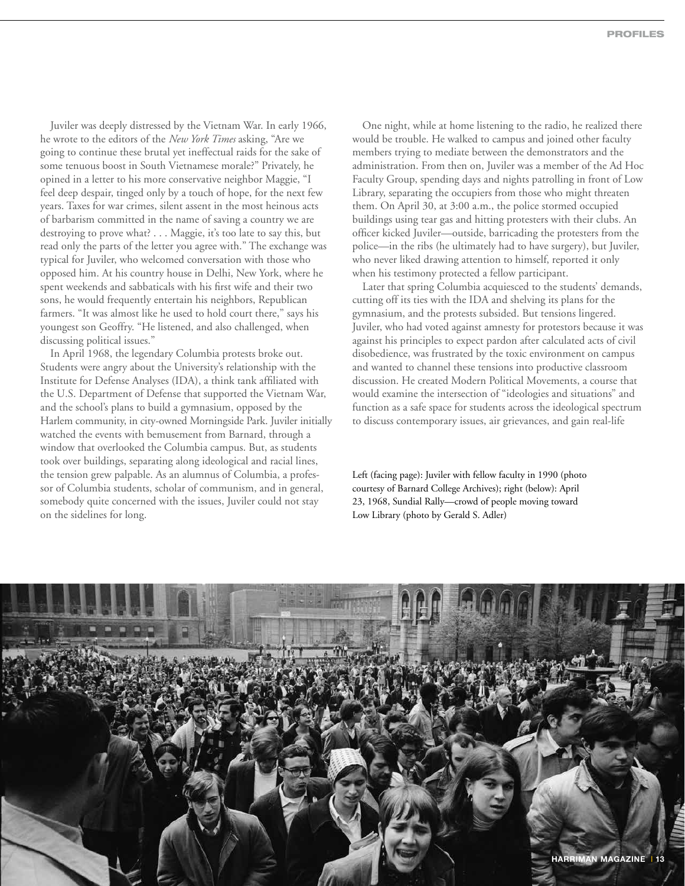Juviler was deeply distressed by the Vietnam War. In early 1966, he wrote to the editors of the *New York Times* asking, "Are we going to continue these brutal yet ineffectual raids for the sake of some tenuous boost in South Vietnamese morale?" Privately, he opined in a letter to his more conservative neighbor Maggie, "I feel deep despair, tinged only by a touch of hope, for the next few years. Taxes for war crimes, silent assent in the most heinous acts of barbarism committed in the name of saving a country we are destroying to prove what? . . . Maggie, it's too late to say this, but read only the parts of the letter you agree with." The exchange was typical for Juviler, who welcomed conversation with those who opposed him. At his country house in Delhi, New York, where he spent weekends and sabbaticals with his first wife and their two sons, he would frequently entertain his neighbors, Republican farmers. "It was almost like he used to hold court there," says his youngest son Geoffry. "He listened, and also challenged, when discussing political issues."

In April 1968, the legendary Columbia protests broke out. Students were angry about the University's relationship with the Institute for Defense Analyses (IDA), a think tank affiliated with the U.S. Department of Defense that supported the Vietnam War, and the school's plans to build a gymnasium, opposed by the Harlem community, in city-owned Morningside Park. Juviler initially watched the events with bemusement from Barnard, through a window that overlooked the Columbia campus. But, as students took over buildings, separating along ideological and racial lines, the tension grew palpable. As an alumnus of Columbia, a professor of Columbia students, scholar of communism, and in general, somebody quite concerned with the issues, Juviler could not stay on the sidelines for long.

One night, while at home listening to the radio, he realized there would be trouble. He walked to campus and joined other faculty members trying to mediate between the demonstrators and the administration. From then on, Juviler was a member of the Ad Hoc Faculty Group, spending days and nights patrolling in front of Low Library, separating the occupiers from those who might threaten them. On April 30, at 3:00 a.m., the police stormed occupied buildings using tear gas and hitting protesters with their clubs. An officer kicked Juviler—outside, barricading the protesters from the police—in the ribs (he ultimately had to have surgery), but Juviler, who never liked drawing attention to himself, reported it only when his testimony protected a fellow participant.

Later that spring Columbia acquiesced to the students' demands, cutting off its ties with the IDA and shelving its plans for the gymnasium, and the protests subsided. But tensions lingered. Juviler, who had voted against amnesty for protestors because it was against his principles to expect pardon after calculated acts of civil disobedience, was frustrated by the toxic environment on campus and wanted to channel these tensions into productive classroom discussion. He created Modern Political Movements, a course that would examine the intersection of "ideologies and situations" and function as a safe space for students across the ideological spectrum to discuss contemporary issues, air grievances, and gain real-life

Left (facing page): Juviler with fellow faculty in 1990 (photo courtesy of Barnard College Archives); right (below): April 23, 1968, Sundial Rally—crowd of people moving toward Low Library (photo by Gerald S. Adler)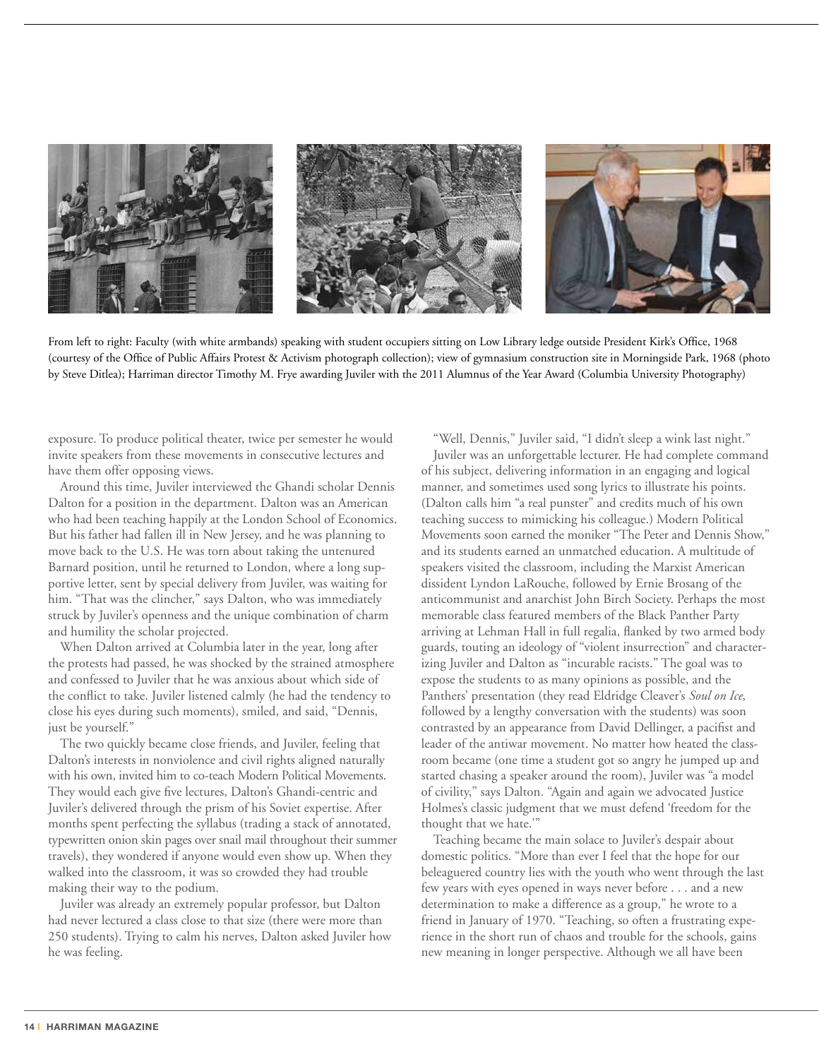From left to right: Faculty (with white armbands) speaking with student occupiers sitting on Low Library ledge outside President Kirk's Office, 1968 (courtesy of the Office of Public Affairs Protest & Activism photograph collection); view of gymnasium construction site in Morningside Park, 1968 (photo by Steve Ditlea); Harriman director Timothy M. Frye awarding Juviler with the 2011 Alumnus of the Year Award (Columbia University Photography)

exposure. To produce political theater, twice per semester he would invite speakers from these movements in consecutive lectures and have them offer opposing views.

Around this time, Juviler interviewed the Ghandi scholar Dennis Dalton for a position in the department. Dalton was an American who had been teaching happily at the London School of Economics. But his father had fallen ill in New Jersey, and he was planning to move back to the U.S. He was torn about taking the untenured Barnard position, until he returned to London, where a long supportive letter, sent by special delivery from Juviler, was waiting for him. "That was the clincher," says Dalton, who was immediately struck by Juviler's openness and the unique combination of charm and humility the scholar projected.

When Dalton arrived at Columbia later in the year, long after the protests had passed, he was shocked by the strained atmosphere and confessed to Juviler that he was anxious about which side of the conflict to take. Juviler listened calmly (he had the tendency to close his eyes during such moments), smiled, and said, "Dennis, just be yourself."

The two quickly became close friends, and Juviler, feeling that Dalton's interests in nonviolence and civil rights aligned naturally with his own, invited him to co-teach Modern Political Movements. They would each give five lectures, Dalton's Ghandi-centric and Juviler's delivered through the prism of his Soviet expertise. After months spent perfecting the syllabus (trading a stack of annotated, typewritten onion skin pages over snail mail throughout their summer travels), they wondered if anyone would even show up. When they walked into the classroom, it was so crowded they had trouble making their way to the podium.

Juviler was already an extremely popular professor, but Dalton had never lectured a class close to that size (there were more than 250 students). Trying to calm his nerves, Dalton asked Juviler how he was feeling.

"Well, Dennis," Juviler said, "I didn't sleep a wink last night."

Juviler was an unforgettable lecturer. He had complete command of his subject, delivering information in an engaging and logical manner, and sometimes used song lyrics to illustrate his points. (Dalton calls him "a real punster" and credits much of his own teaching success to mimicking his colleague.) Modern Political Movements soon earned the moniker "The Peter and Dennis Show," and its students earned an unmatched education. A multitude of speakers visited the classroom, including the Marxist American dissident Lyndon LaRouche, followed by Ernie Brosang of the anticommunist and anarchist John Birch Society. Perhaps the most memorable class featured members of the Black Panther Party arriving at Lehman Hall in full regalia, flanked by two armed body guards, touting an ideology of "violent insurrection" and characterizing Juviler and Dalton as "incurable racists." The goal was to expose the students to as many opinions as possible, and the Panthers' presentation (they read Eldridge Cleaver's *Soul on Ice*, followed by a lengthy conversation with the students) was soon contrasted by an appearance from David Dellinger, a pacifist and leader of the antiwar movement. No matter how heated the classroom became (one time a student got so angry he jumped up and started chasing a speaker around the room), Juviler was "a model of civility," says Dalton. "Again and again we advocated Justice Holmes's classic judgment that we must defend 'freedom for the thought that we hate.'"

Teaching became the main solace to Juviler's despair about domestic politics. "More than ever I feel that the hope for our beleaguered country lies with the youth who went through the last few years with eyes opened in ways never before . . . and a new determination to make a difference as a group," he wrote to a friend in January of 1970. "Teaching, so often a frustrating experience in the short run of chaos and trouble for the schools, gains new meaning in longer perspective. Although we all have been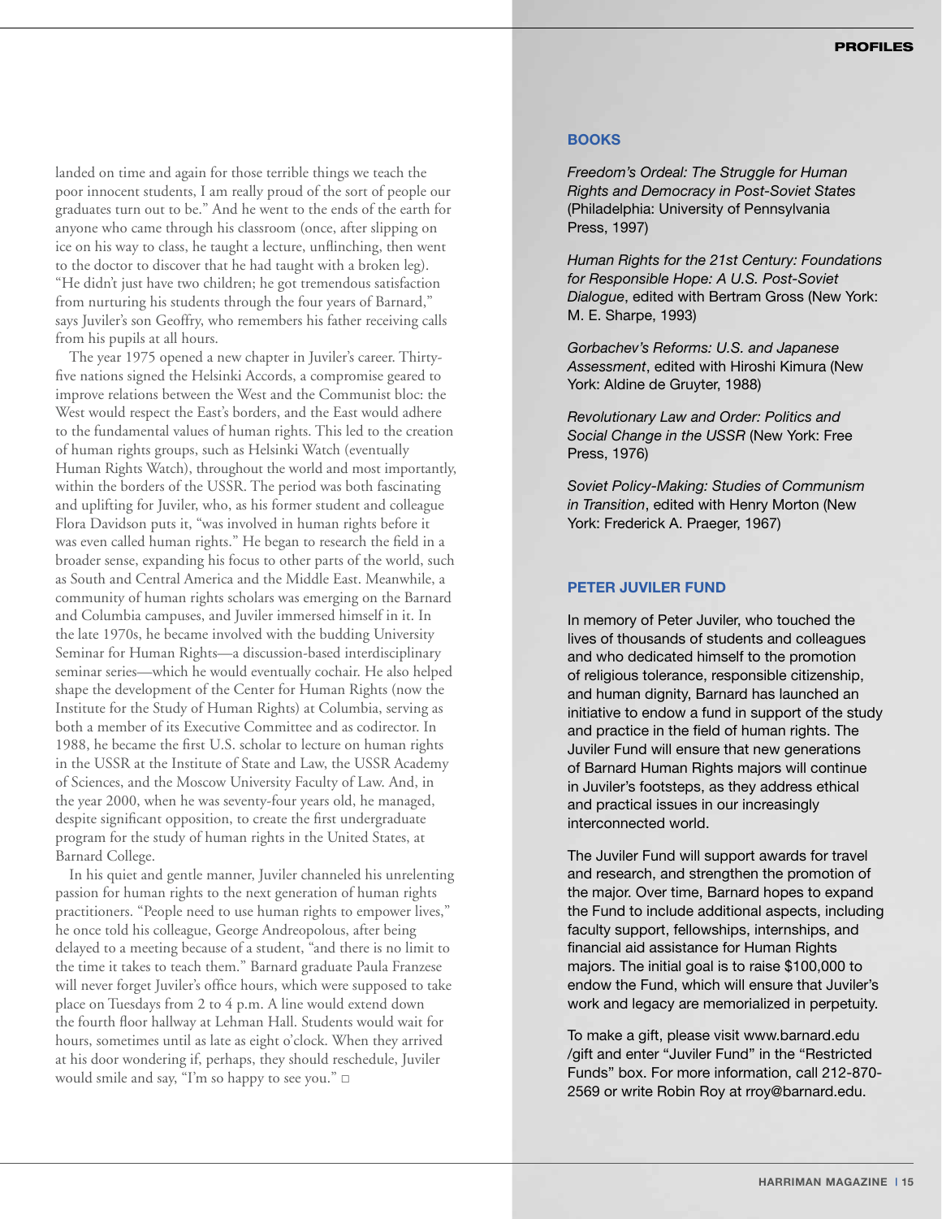landed on time and again for those terrible things we teach the poor innocent students, I am really proud of the sort of people our graduates turn out to be." And he went to the ends of the earth for anyone who came through his classroom (once, after slipping on ice on his way to class, he taught a lecture, unflinching, then went to the doctor to discover that he had taught with a broken leg). "He didn't just have two children; he got tremendous satisfaction from nurturing his students through the four years of Barnard," says Juviler's son Geoffry, who remembers his father receiving calls from his pupils at all hours.

The year 1975 opened a new chapter in Juviler's career. Thirty-five nations signed the Helsinki Accords, a compromise geared to improve relations between the West and the Communist bloc: the West would respect the East's borders, and the East would adhere to the fundamental values of human rights. This led to the creation of human rights groups, such as Helsinki Watch (eventually Human Rights Watch), throughout the world and most importantly, within the borders of the USSR. The period was both fascinating and uplifting for Juviler, who, as his former student and colleague Flora Davidson puts it, "was involved in human rights before it was even called human rights." He began to research the field in a broader sense, expanding his focus to other parts of the world, such as South and Central America and the Middle East. Meanwhile, a community of human rights scholars was emerging on the Barnard and Columbia campuses, and Juviler immersed himself in it. In the late 1970s, he became involved with the budding University Seminar for Human Rights—a discussion-based interdisciplinary seminar series—which he would eventually cochair. He also helped shape the development of the Center for Human Rights (now the Institute for the Study of Human Rights) at Columbia, serving as both a member of its Executive Committee and as codirector. In 1988, he became the first U.S. scholar to lecture on human rights in the USSR at the Institute of State and Law, the USSR Academy of Sciences, and the Moscow University Faculty of Law. And, in the year 2000, when he was seventy-four years old, he managed, despite significant opposition, to create the first undergraduate program for the study of human rights in the United States, at Barnard College.

In his quiet and gentle manner, Juviler channeled his unrelenting passion for human rights to the next generation of human rights practitioners. "People need to use human rights to empower lives," he once told his colleague, George Andreopolous, after being delayed to a meeting because of a student, "and there is no limit to the time it takes to teach them." Barnard graduate Paula Franzese will never forget Juviler's office hours, which were supposed to take place on Tuesdays from 2 to 4 p.m. A line would extend down the fourth floor hallway at Lehman Hall. Students would wait for hours, sometimes until as late as eight o'clock. When they arrived at his door wondering if, perhaps, they should reschedule, Juviler would smile and say, "I'm so happy to see you." □

## BOOKS

*Freedom's Ordeal: The Struggle for Human Rights and Democracy in Post-Soviet States* (Philadelphia: University of Pennsylvania Press, 1997)

*Human Rights for the 21st Century: Foundations for Responsible Hope: A U.S. Post-Soviet Dialogue*, edited with Bertram Gross (New York: M. E. Sharpe, 1993)

*Gorbachev's Reforms: U.S. and Japanese Assessment*, edited with Hiroshi Kimura (New York: Aldine de Gruyter, 1988)

*Revolutionary Law and Order: Politics and Social Change in the USSR* (New York: Free Press, 1976)

*Soviet Policy-Making: Studies of Communism in Transition*, edited with Henry Morton (New York: Frederick A. Praeger, 1967)

## PETER JUVILER FUND

In memory of Peter Juviler, who touched the lives of thousands of students and colleagues and who dedicated himself to the promotion of religious tolerance, responsible citizenship, and human dignity, Barnard has launched an initiative to endow a fund in support of the study and practice in the field of human rights. The Juviler Fund will ensure that new generations of Barnard Human Rights majors will continue in Juviler's footsteps, as they address ethical and practical issues in our increasingly interconnected world.

The Juviler Fund will support awards for travel and research, and strengthen the promotion of the major. Over time, Barnard hopes to expand the Fund to include additional aspects, including faculty support, fellowships, internships, and financial aid assistance for Human Rights majors. The initial goal is to raise $100,000 to endow the Fund, which will ensure that Juviler's work and legacy are memorialized in perpetuity.

To make a gift, please visit www.barnard.edu/gift and enter "Juviler Fund" in the "Restricted Funds" box. For more information, call 212-870-2569 or write Robin Roy at rroy@barnard.edu.